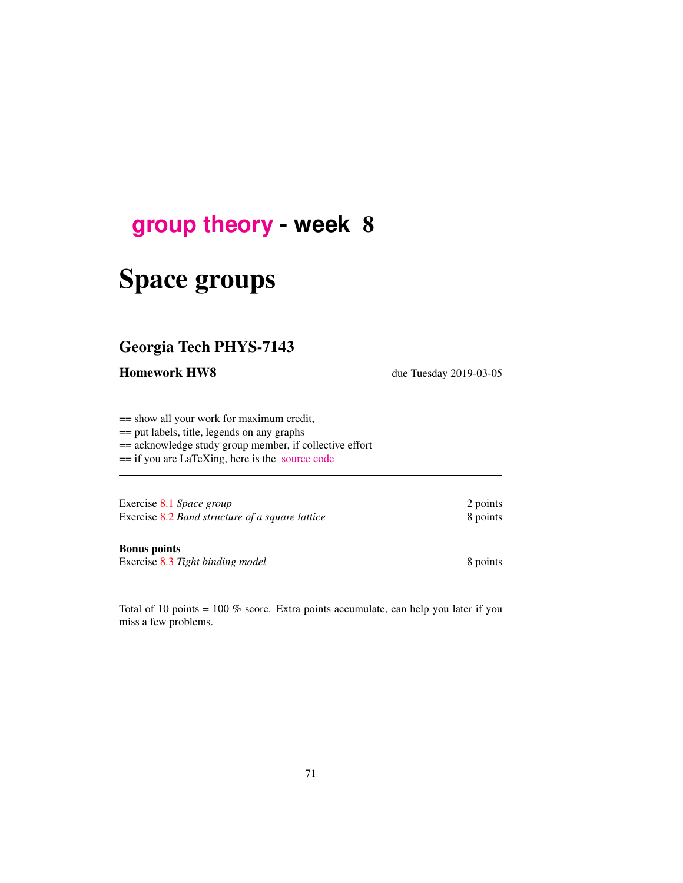# group theory - week 8

# Space groups

## Georgia Tech PHYS-7143

**Homework HW8** due Tuesday 2019-03-05

---

== show all your work for maximum credit,
== put labels, title, legends on any graphs
== acknowledge study group member, if collective effort
== if you are LaTeXing, here is the source code

---

Exercise 8.1 *Space group* 2 points
Exercise 8.2 *Band structure of a square lattice* 8 points

**Bonus points**
Exercise 8.3 *Tight binding model* 8 points

Total of 10 points = 100 % score. Extra points accumulate, can help you later if you miss a few problems.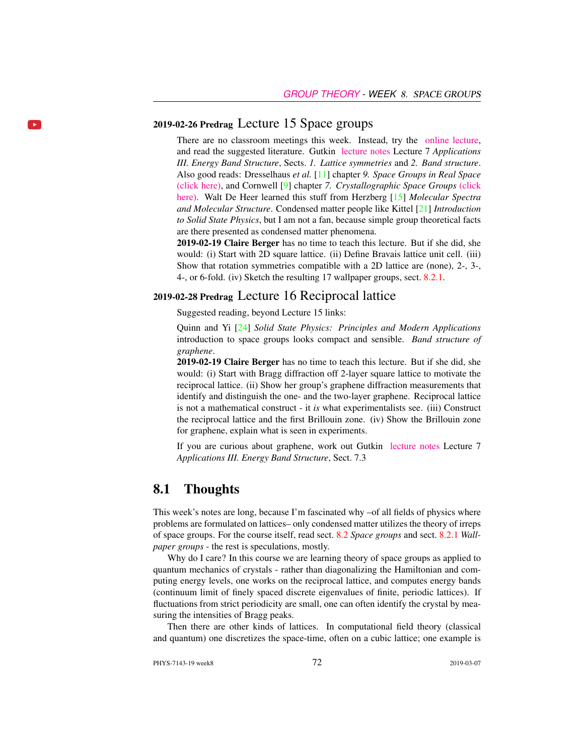## 2019-02-26 Predrag Lecture 15 Space groups

There are no classroom meetings this week. Instead, try the online lecture, and read the suggested literature. Gutkin lecture notes Lecture 7 *Applications III. Energy Band Structure*, Sects. *1. Lattice symmetries* and *2. Band structure*. Also good reads: Dresselhaus *et al.* [11] chapter *9. Space Groups in Real Space* (click here), and Cornwell [9] chapter *7. Crystallographic Space Groups* (click here). Walt De Heer learned this stuff from Herzberg [15] *Molecular Spectra and Molecular Structure*. Condensed matter people like Kittel [21] *Introduction to Solid State Physics*, but I am not a fan, because simple group theoretical facts are there presented as condensed matter phenomena.

**2019-02-19 Claire Berger** has no time to teach this lecture. But if she did, she would: (i) Start with 2D square lattice. (ii) Define Bravais lattice unit cell. (iii) Show that rotation symmetries compatible with a 2D lattice are (none), 2-, 3-, 4-, or 6-fold. (iv) Sketch the resulting 17 wallpaper groups, sect. 8.2.1.

## 2019-02-28 Predrag Lecture 16 Reciprocal lattice

Suggested reading, beyond Lecture 15 links:

Quinn and Yi [24] *Solid State Physics: Principles and Modern Applications* introduction to space groups looks compact and sensible. *Band structure of graphene*.

**2019-02-19 Claire Berger** has no time to teach this lecture. But if she did, she would: (i) Start with Bragg diffraction off 2-layer square lattice to motivate the reciprocal lattice. (ii) Show her group's graphene diffraction measurements that identify and distinguish the one- and the two-layer graphene. Reciprocal lattice is not a mathematical construct - it *is* what experimentalists see. (iii) Construct the reciprocal lattice and the first Brillouin zone. (iv) Show the Brillouin zone for graphene, explain what is seen in experiments.

If you are curious about graphene, work out Gutkin lecture notes Lecture 7 *Applications III. Energy Band Structure*, Sect. 7.3

## 8.1 Thoughts

This week's notes are long, because I'm fascinated why –of all fields of physics where problems are formulated on lattices– only condensed matter utilizes the theory of irreps of space groups. For the course itself, read sect. 8.2 *Space groups* and sect. 8.2.1 *Wallpaper groups* - the rest is speculations, mostly.

Why do I care? In this course we are learning theory of space groups as applied to quantum mechanics of crystals - rather than diagonalizing the Hamiltonian and computing energy levels, one works on the reciprocal lattice, and computes energy bands (continuum limit of finely spaced discrete eigenvalues of finite, periodic lattices). If fluctuations from strict periodicity are small, one can often identify the crystal by measuring the intensities of Bragg peaks.

Then there are other kinds of lattices. In computational field theory (classical and quantum) one discretizes the space-time, often on a cubic lattice; one example is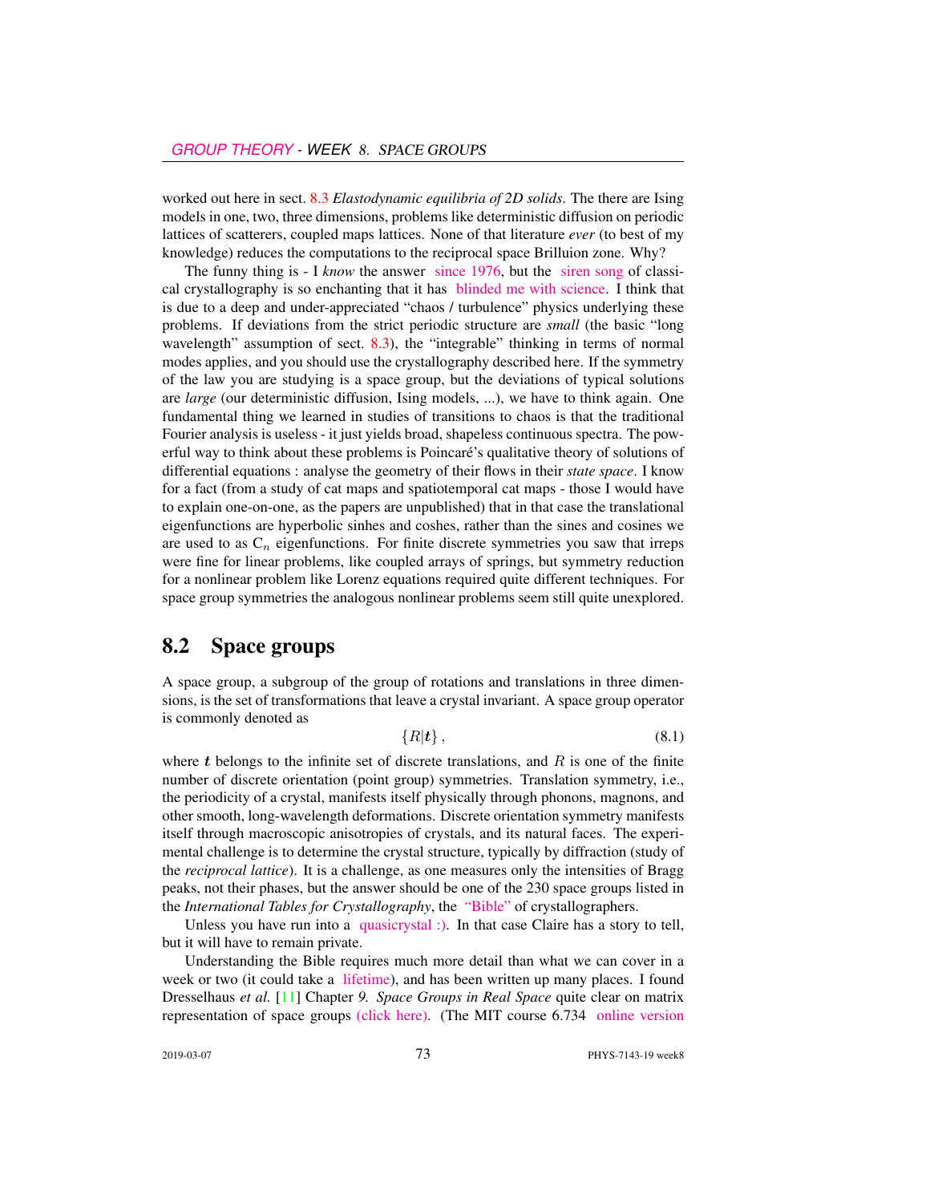worked out here in sect. 8.3 *Elastodynamic equilibria of 2D solids*. The there are Ising models in one, two, three dimensions, problems like deterministic diffusion on periodic lattices of scatterers, coupled maps lattices. None of that literature *ever* (to best of my knowledge) reduces the computations to the reciprocal space Brilluion zone. Why?

The funny thing is - I *know* the answer since 1976, but the siren song of classical crystallography is so enchanting that it has blinded me with science. I think that is due to a deep and under-appreciated "chaos / turbulence" physics underlying these problems. If deviations from the strict periodic structure are *small* (the basic "long wavelength" assumption of sect. 8.3), the "integrable" thinking in terms of normal modes applies, and you should use the crystallography described here. If the symmetry of the law you are studying is a space group, but the deviations of typical solutions are *large* (our deterministic diffusion, Ising models, ...), we have to think again. One fundamental thing we learned in studies of transitions to chaos is that the traditional Fourier analysis is useless - it just yields broad, shapeless continuous spectra. The powerful way to think about these problems is Poincaré's qualitative theory of solutions of differential equations : analyse the geometry of their flows in their *state space*. I know for a fact (from a study of cat maps and spatiotemporal cat maps - those I would have to explain one-on-one, as the papers are unpublished) that in that case the translational eigenfunctions are hyperbolic sinhes and coshes, rather than the sines and cosines we are used to as $C_n$ eigenfunctions. For finite discrete symmetries you saw that irreps were fine for linear problems, like coupled arrays of springs, but symmetry reduction for a nonlinear problem like Lorenz equations required quite different techniques. For space group symmetries the analogous nonlinear problems seem still quite unexplored.

## 8.2 Space groups

A space group, a subgroup of the group of rotations and translations in three dimensions, is the set of transformations that leave a crystal invariant. A space group operator is commonly denoted as

$$\{R|\boldsymbol{t}\}\,, \tag{8.1}$$

where $\boldsymbol{t}$ belongs to the infinite set of discrete translations, and $R$ is one of the finite number of discrete orientation (point group) symmetries. Translation symmetry, i.e., the periodicity of a crystal, manifests itself physically through phonons, magnons, and other smooth, long-wavelength deformations. Discrete orientation symmetry manifests itself through macroscopic anisotropies of crystals, and its natural faces. The experimental challenge is to determine the crystal structure, typically by diffraction (study of the *reciprocal lattice*). It is a challenge, as one measures only the intensities of Bragg peaks, not their phases, but the answer should be one of the 230 space groups listed in the *International Tables for Crystallography*, the "Bible" of crystallographers.

Unless you have run into a quasicrystal :). In that case Claire has a story to tell, but it will have to remain private.

Understanding the Bible requires much more detail than what we can cover in a week or two (it could take a lifetime), and has been written up many places. I found Dresselhaus *et al.* [11] Chapter *9. Space Groups in Real Space* quite clear on matrix representation of space groups (click here). (The MIT course 6.734 online version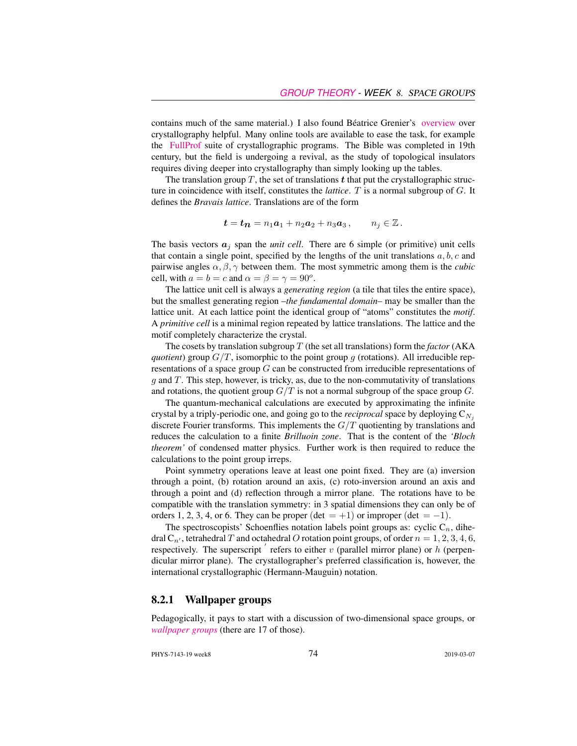contains much of the same material.) I also found Béatrice Grenier's overview over crystallography helpful. Many online tools are available to ease the task, for example the FullProf suite of crystallographic programs. The Bible was completed in 19th century, but the field is undergoing a revival, as the study of topological insulators requires diving deeper into crystallography than simply looking up the tables.

The translation group $T$, the set of translations $\boldsymbol{t}$ that put the crystallographic structure in coincidence with itself, constitutes the *lattice*. $T$ is a normal subgroup of $G$. It defines the *Bravais lattice*. Translations are of the form

$$\boldsymbol{t} = \boldsymbol{t}_{\boldsymbol{n}} = n_1 \boldsymbol{a}_1 + n_2 \boldsymbol{a}_2 + n_3 \boldsymbol{a}_3 \,, \qquad n_j \in \mathbb{Z} \,.$$

The basis vectors $\boldsymbol{a}_j$ span the *unit cell*. There are 6 simple (or primitive) unit cells that contain a single point, specified by the lengths of the unit translations $a, b, c$ and pairwise angles $\alpha, \beta, \gamma$ between them. The most symmetric among them is the *cubic* cell, with $a = b = c$ and $\alpha = \beta = \gamma = 90^o$.

The lattice unit cell is always a *generating region* (a tile that tiles the entire space), but the smallest generating region –*the fundamental domain*– may be smaller than the lattice unit. At each lattice point the identical group of "atoms" constitutes the *motif*. A *primitive cell* is a minimal region repeated by lattice translations. The lattice and the motif completely characterize the crystal.

The cosets by translation subgroup $T$ (the set all translations) form the *factor* (AKA *quotient*) group $G/T$, isomorphic to the point group $g$ (rotations). All irreducible representations of a space group $G$ can be constructed from irreducible representations of $g$ and $T$. This step, however, is tricky, as, due to the non-commutativity of translations and rotations, the quotient group $G/T$ is not a normal subgroup of the space group $G$.

The quantum-mechanical calculations are executed by approximating the infinite crystal by a triply-periodic one, and going go to the *reciprocal* space by deploying $C_{N_j}$ discrete Fourier transforms. This implements the $G/T$ quotienting by translations and reduces the calculation to a finite *Brilluoin zone*. That is the content of the *'Bloch theorem'* of condensed matter physics. Further work is then required to reduce the calculations to the point group irreps.

Point symmetry operations leave at least one point fixed. They are (a) inversion through a point, (b) rotation around an axis, (c) roto-inversion around an axis and through a point and (d) reflection through a mirror plane. The rotations have to be compatible with the translation symmetry: in 3 spatial dimensions they can only be of orders 1, 2, 3, 4, or 6. They can be proper ($\det = +1$) or improper ($\det = -1$).

The spectroscopists' Schoenflies notation labels point groups as: cyclic $C_n$, dihedral $C_{n'}$, tetrahedral $T$ and octahedral $O$ rotation point groups, of order $n = 1, 2, 3, 4, 6$, respectively. The superscript $'$ refers to either $v$ (parallel mirror plane) or $h$ (perpendicular mirror plane). The crystallographer's preferred classification is, however, the international crystallographic (Hermann-Mauguin) notation.

### 8.2.1 Wallpaper groups

Pedagogically, it pays to start with a discussion of two-dimensional space groups, or *wallpaper groups* (there are 17 of those).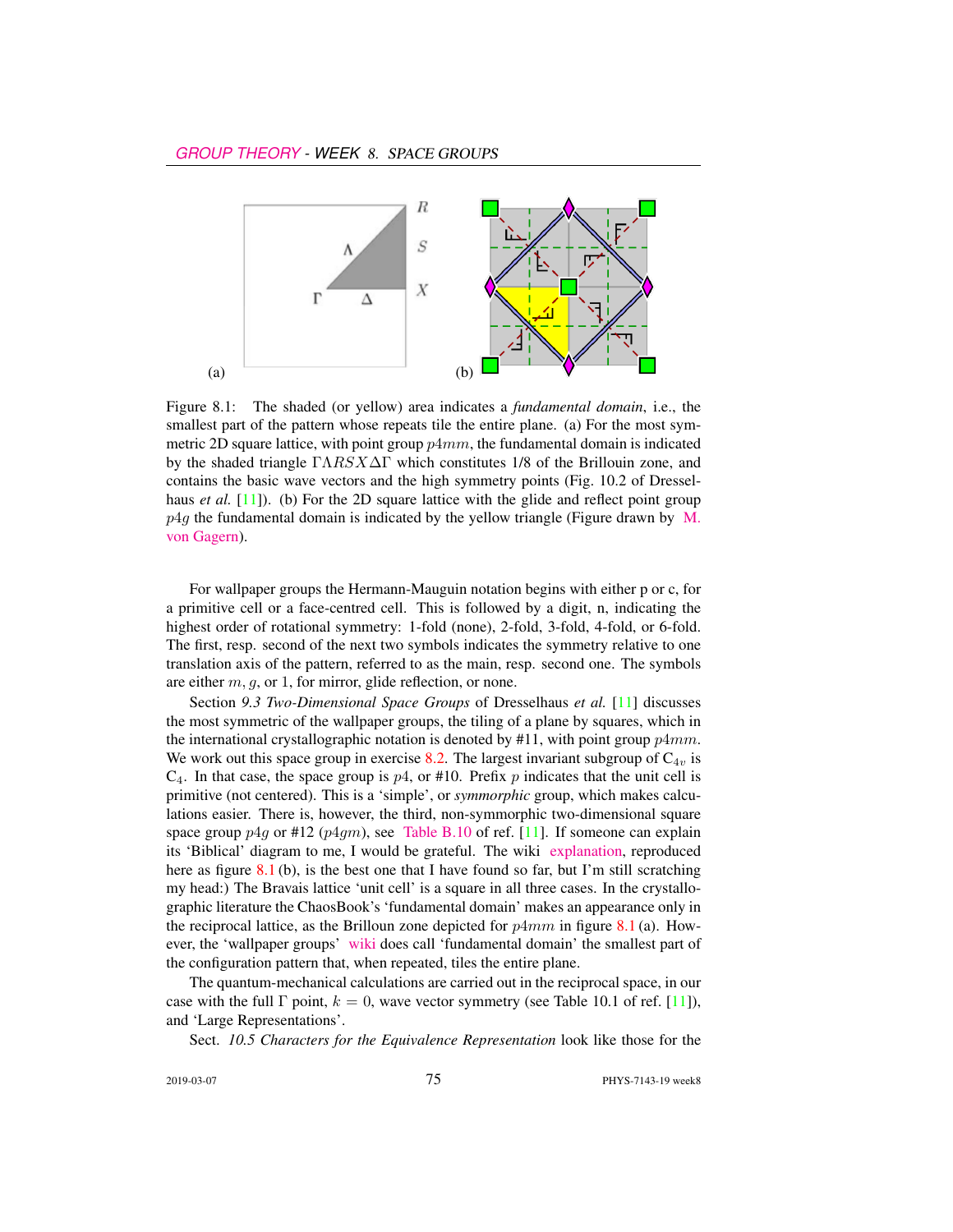Figure 8.1: The shaded (or yellow) area indicates a *fundamental domain*, i.e., the smallest part of the pattern whose repeats tile the entire plane. (a) For the most symmetric 2D square lattice, with point group $p4mm$, the fundamental domain is indicated by the shaded triangle $\Gamma\Lambda RSX\Delta\Gamma$ which constitutes 1/8 of the Brillouin zone, and contains the basic wave vectors and the high symmetry points (Fig. 10.2 of Dresselhaus *et al.* [11]). (b) For the 2D square lattice with the glide and reflect point group $p4g$ the fundamental domain is indicated by the yellow triangle (Figure drawn by M. von Gagern).

For wallpaper groups the Hermann-Mauguin notation begins with either p or c, for a primitive cell or a face-centred cell. This is followed by a digit, n, indicating the highest order of rotational symmetry: 1-fold (none), 2-fold, 3-fold, 4-fold, or 6-fold. The first, resp. second of the next two symbols indicates the symmetry relative to one translation axis of the pattern, referred to as the main, resp. second one. The symbols are either $m$, $g$, or 1, for mirror, glide reflection, or none.

Section *9.3 Two-Dimensional Space Groups* of Dresselhaus *et al.* [11] discusses the most symmetric of the wallpaper groups, the tiling of a plane by squares, which in the international crystallographic notation is denoted by #11, with point group $p4mm$. We work out this space group in exercise 8.2. The largest invariant subgroup of $C_{4v}$ is $C_4$. In that case, the space group is $p4$, or #10. Prefix $p$ indicates that the unit cell is primitive (not centered). This is a 'simple', or *symmorphic* group, which makes calculations easier. There is, however, the third, non-symmorphic two-dimensional square space group $p4g$ or #12 ($p4gm$), see Table B.10 of ref. [11]. If someone can explain its 'Biblical' diagram to me, I would be grateful. The wiki explanation, reproduced here as figure 8.1 (b), is the best one that I have found so far, but I'm still scratching my head:) The Bravais lattice 'unit cell' is a square in all three cases. In the crystallographic literature the ChaosBook's 'fundamental domain' makes an appearance only in the reciprocal lattice, as the Brilloun zone depicted for $p4mm$ in figure 8.1 (a). However, the 'wallpaper groups' wiki does call 'fundamental domain' the smallest part of the configuration pattern that, when repeated, tiles the entire plane.

The quantum-mechanical calculations are carried out in the reciprocal space, in our case with the full $\Gamma$ point, $k = 0$, wave vector symmetry (see Table 10.1 of ref. [11]), and 'Large Representations'.

Sect. *10.5 Characters for the Equivalence Representation* look like those for the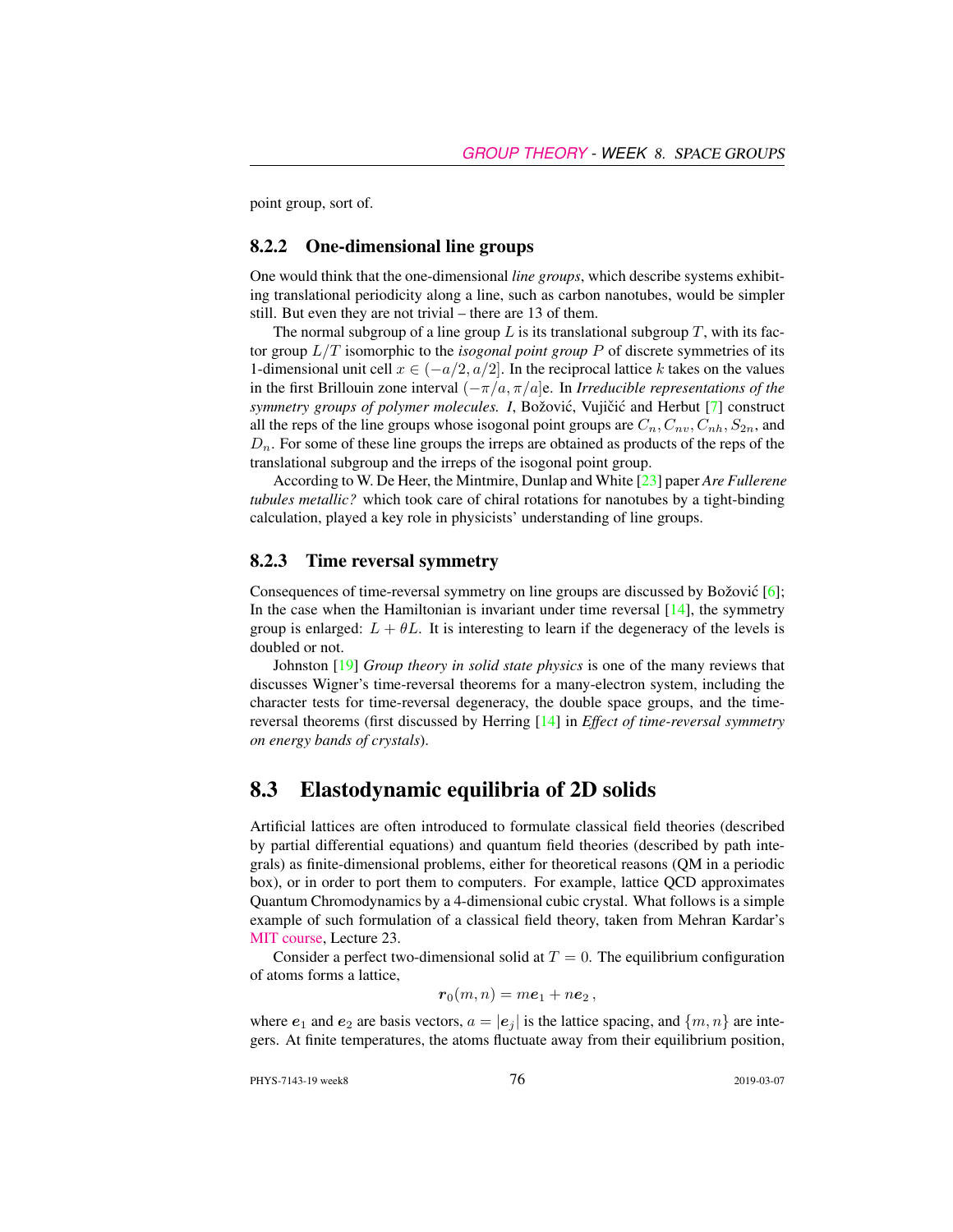point group, sort of.

### 8.2.2 One-dimensional line groups

One would think that the one-dimensional *line groups*, which describe systems exhibiting translational periodicity along a line, such as carbon nanotubes, would be simpler still. But even they are not trivial – there are 13 of them.

The normal subgroup of a line group $L$ is its translational subgroup $T$, with its factor group $L/T$ isomorphic to the *isogonal point group* $P$ of discrete symmetries of its 1-dimensional unit cell $x \in (-a/2, a/2]$. In the reciprocal lattice $k$ takes on the values in the first Brillouin zone interval $(-\pi/a, \pi/a]$e. In *Irreducible representations of the symmetry groups of polymer molecules. I*, Božović, Vujičić and Herbut [7] construct all the reps of the line groups whose isogonal point groups are $C_n, C_{nv}, C_{nh}, S_{2n}$, and $D_n$. For some of these line groups the irreps are obtained as products of the reps of the translational subgroup and the irreps of the isogonal point group.

According to W. De Heer, the Mintmire, Dunlap and White [23] paper *Are Fullerene tubules metallic?* which took care of chiral rotations for nanotubes by a tight-binding calculation, played a key role in physicists' understanding of line groups.

### 8.2.3 Time reversal symmetry

Consequences of time-reversal symmetry on line groups are discussed by Božović [6]; In the case when the Hamiltonian is invariant under time reversal [14], the symmetry group is enlarged: $L + \theta L$. It is interesting to learn if the degeneracy of the levels is doubled or not.

Johnston [19] *Group theory in solid state physics* is one of the many reviews that discusses Wigner's time-reversal theorems for a many-electron system, including the character tests for time-reversal degeneracy, the double space groups, and the time-reversal theorems (first discussed by Herring [14] in *Effect of time-reversal symmetry on energy bands of crystals*).

## 8.3 Elastodynamic equilibria of 2D solids

Artificial lattices are often introduced to formulate classical field theories (described by partial differential equations) and quantum field theories (described by path integrals) as finite-dimensional problems, either for theoretical reasons (QM in a periodic box), or in order to port them to computers. For example, lattice QCD approximates Quantum Chromodynamics by a 4-dimensional cubic crystal. What follows is a simple example of such formulation of a classical field theory, taken from Mehran Kardar's MIT course, Lecture 23.

Consider a perfect two-dimensional solid at $T = 0$. The equilibrium configuration of atoms forms a lattice,

$$\boldsymbol{r}_0(m, n) = m\boldsymbol{e}_1 + n\boldsymbol{e}_2 \,,$$

where $\boldsymbol{e}_1$ and $\boldsymbol{e}_2$ are basis vectors, $a = |\boldsymbol{e}_j|$ is the lattice spacing, and $\{m, n\}$ are integers. At finite temperatures, the atoms fluctuate away from their equilibrium position,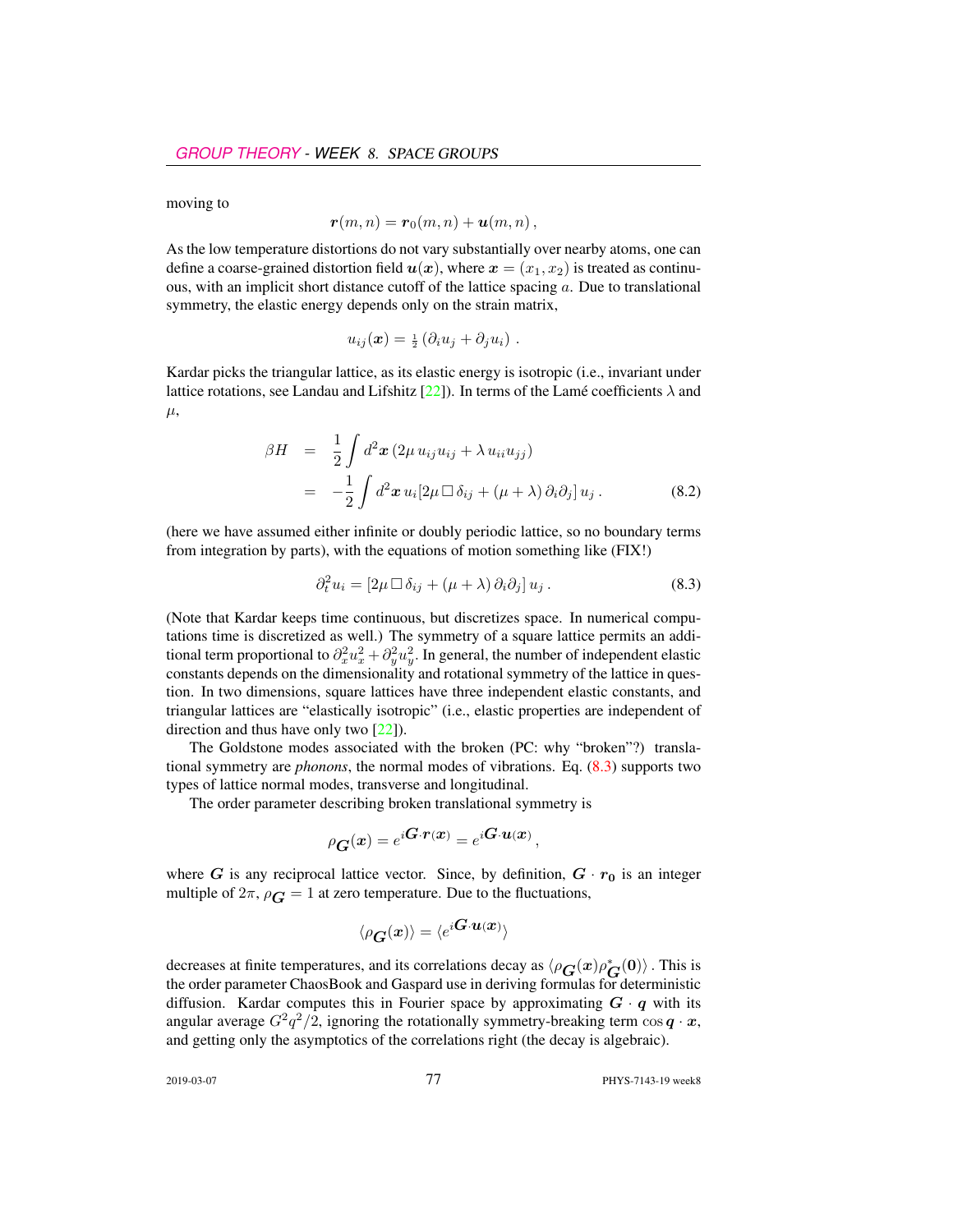moving to

$$
\boldsymbol{r}(m,n) = \boldsymbol{r}_0(m,n) + \boldsymbol{u}(m,n)\,,
$$

As the low temperature distortions do not vary substantially over nearby atoms, one can define a coarse-grained distortion field $\boldsymbol{u}(\boldsymbol{x})$, where $\boldsymbol{x} = (x_1, x_2)$ is treated as continuous, with an implicit short distance cutoff of the lattice spacing $a$. Due to translational symmetry, the elastic energy depends only on the strain matrix,

$$
u_{ij}(\boldsymbol{x}) = \tfrac{1}{2}\left(\partial_i u_j + \partial_j u_i\right)\,.
$$

Kardar picks the triangular lattice, as its elastic energy is isotropic (i.e., invariant under lattice rotations, see Landau and Lifshitz [22]). In terms of the Lamé coefficients $\lambda$ and $\mu$,

$$
\begin{aligned}
\beta H &= \frac{1}{2}\int d^2\boldsymbol{x}\,(2\mu\, u_{ij}u_{ij} + \lambda\, u_{ii}u_{jj}) \\
&= -\frac{1}{2}\int d^2\boldsymbol{x}\, u_i[2\mu\,\Box\,\delta_{ij} + (\mu+\lambda)\,\partial_i\partial_j]\,u_j\,.
\end{aligned}
\tag{8.2}
$$

(here we have assumed either infinite or doubly periodic lattice, so no boundary terms from integration by parts), with the equations of motion something like (FIX!)

$$
\partial_t^2 u_i = [2\mu\,\Box\,\delta_{ij} + (\mu+\lambda)\,\partial_i\partial_j]\,u_j\,.
\tag{8.3}
$$

(Note that Kardar keeps time continuous, but discretizes space. In numerical computations time is discretized as well.) The symmetry of a square lattice permits an additional term proportional to $\partial_x^2 u_x^2 + \partial_y^2 u_y^2$. In general, the number of independent elastic constants depends on the dimensionality and rotational symmetry of the lattice in question. In two dimensions, square lattices have three independent elastic constants, and triangular lattices are "elastically isotropic" (i.e., elastic properties are independent of direction and thus have only two [22]).

The Goldstone modes associated with the broken (PC: why "broken"?) translational symmetry are *phonons*, the normal modes of vibrations. Eq. (8.3) supports two types of lattice normal modes, transverse and longitudinal.

The order parameter describing broken translational symmetry is

$$
\rho_{\boldsymbol{G}}(\boldsymbol{x}) = e^{i\boldsymbol{G}\cdot\boldsymbol{r}(\boldsymbol{x})} = e^{i\boldsymbol{G}\cdot\boldsymbol{u}(\boldsymbol{x})}\,,
$$

where $\boldsymbol{G}$ is any reciprocal lattice vector. Since, by definition, $\boldsymbol{G}\cdot\boldsymbol{r_0}$ is an integer multiple of $2\pi$, $\rho_{\boldsymbol{G}} = 1$ at zero temperature. Due to the fluctuations,

$$
\langle \rho_{\boldsymbol{G}}(\boldsymbol{x})\rangle = \langle e^{i\boldsymbol{G}\cdot\boldsymbol{u}(\boldsymbol{x})}\rangle
$$

decreases at finite temperatures, and its correlations decay as $\langle \rho_{\boldsymbol{G}}(\boldsymbol{x})\rho^*_{\boldsymbol{G}}(\boldsymbol{0})\rangle$ . This is the order parameter ChaosBook and Gaspard use in deriving formulas for deterministic diffusion. Kardar computes this in Fourier space by approximating $\boldsymbol{G}\cdot\boldsymbol{q}$ with its angular average $G^2q^2/2$, ignoring the rotationally symmetry-breaking term $\cos\boldsymbol{q}\cdot\boldsymbol{x}$, and getting only the asymptotics of the correlations right (the decay is algebraic).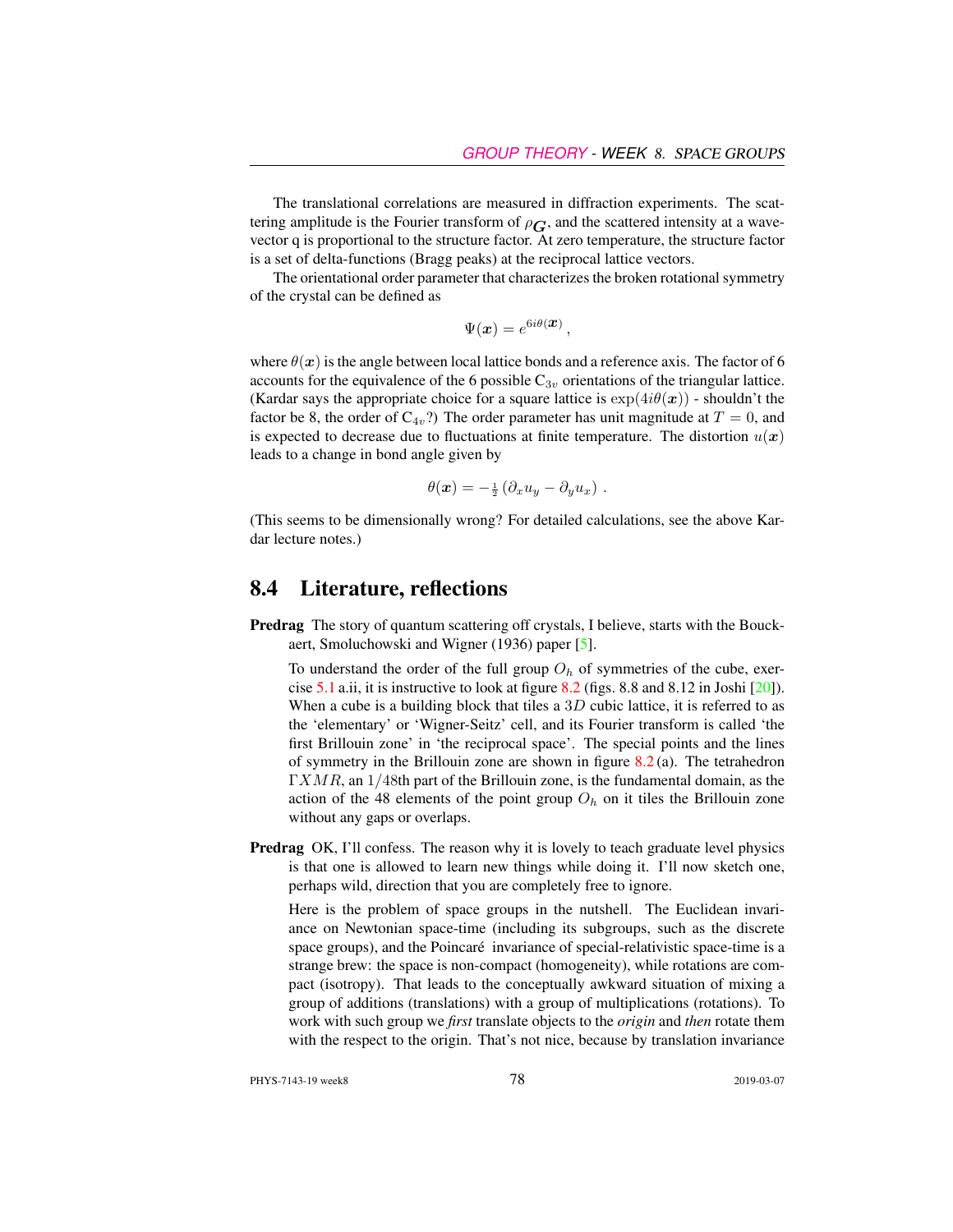The translational correlations are measured in diffraction experiments. The scattering amplitude is the Fourier transform of $\rho_{\boldsymbol{G}}$, and the scattered intensity at a wavevector q is proportional to the structure factor. At zero temperature, the structure factor is a set of delta-functions (Bragg peaks) at the reciprocal lattice vectors.

The orientational order parameter that characterizes the broken rotational symmetry of the crystal can be defined as

$$\Psi(\boldsymbol{x}) = e^{6i\theta(\boldsymbol{x})} ,$$

where $\theta(\boldsymbol{x})$ is the angle between local lattice bonds and a reference axis. The factor of 6 accounts for the equivalence of the 6 possible $C_{3v}$ orientations of the triangular lattice. (Kardar says the appropriate choice for a square lattice is $\exp(4i\theta(\boldsymbol{x}))$ - shouldn't the factor be 8, the order of $C_{4v}$?) The order parameter has unit magnitude at $T = 0$, and is expected to decrease due to fluctuations at finite temperature. The distortion $u(\boldsymbol{x})$ leads to a change in bond angle given by

$$\theta(\boldsymbol{x}) = -\tfrac{1}{2}\left(\partial_x u_y - \partial_y u_x\right) .$$

(This seems to be dimensionally wrong? For detailed calculations, see the above Kardar lecture notes.)

## 8.4 Literature, reflections

**Predrag** The story of quantum scattering off crystals, I believe, starts with the Bouckaert, Smoluchowski and Wigner (1936) paper [5].

To understand the order of the full group $O_h$ of symmetries of the cube, exercise 5.1 a.ii, it is instructive to look at figure 8.2 (figs. 8.8 and 8.12 in Joshi [20]). When a cube is a building block that tiles a $3D$ cubic lattice, it is referred to as the 'elementary' or 'Wigner-Seitz' cell, and its Fourier transform is called 'the first Brillouin zone' in 'the reciprocal space'. The special points and the lines of symmetry in the Brillouin zone are shown in figure 8.2 (a). The tetrahedron $\Gamma XMR$, an $1/48$th part of the Brillouin zone, is the fundamental domain, as the action of the 48 elements of the point group $O_h$ on it tiles the Brillouin zone without any gaps or overlaps.

**Predrag** OK, I'll confess. The reason why it is lovely to teach graduate level physics is that one is allowed to learn new things while doing it. I'll now sketch one, perhaps wild, direction that you are completely free to ignore.

Here is the problem of space groups in the nutshell. The Euclidean invariance on Newtonian space-time (including its subgroups, such as the discrete space groups), and the Poincaré invariance of special-relativistic space-time is a strange brew: the space is non-compact (homogeneity), while rotations are compact (isotropy). That leads to the conceptually awkward situation of mixing a group of additions (translations) with a group of multiplications (rotations). To work with such group we *first* translate objects to the *origin* and *then* rotate them with the respect to the origin. That's not nice, because by translation invariance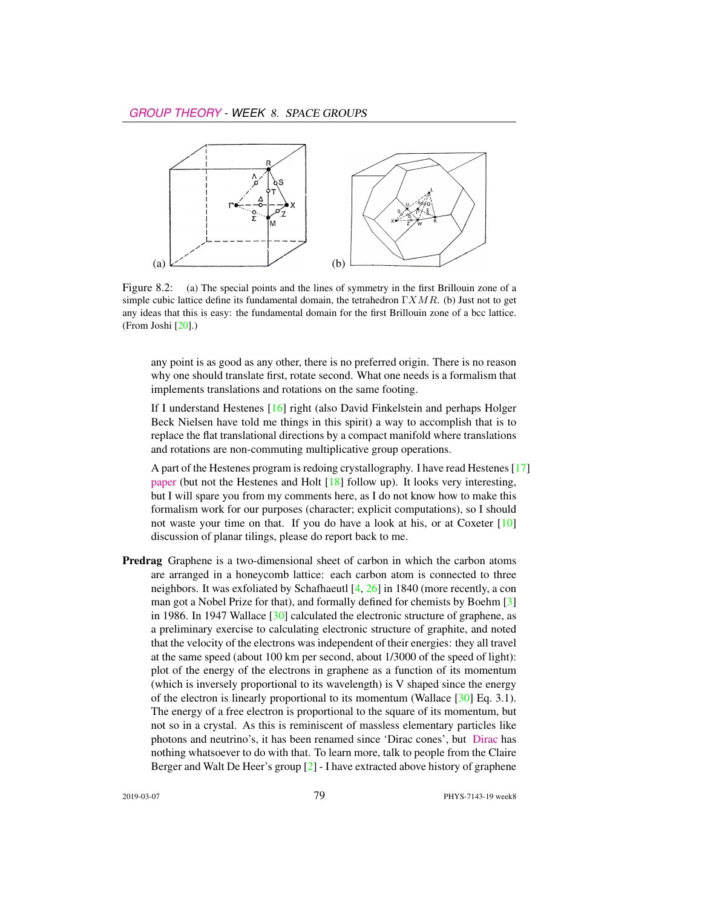Figure 8.2: (a) The special points and the lines of symmetry in the first Brillouin zone of a simple cubic lattice define its fundamental domain, the tetrahedron $\Gamma XMR$. (b) Just not to get any ideas that this is easy: the fundamental domain for the first Brillouin zone of a bcc lattice. (From Joshi [20].)

any point is as good as any other, there is no preferred origin. There is no reason why one should translate first, rotate second. What one needs is a formalism that implements translations and rotations on the same footing.

If I understand Hestenes [16] right (also David Finkelstein and perhaps Holger Beck Nielsen have told me things in this spirit) a way to accomplish that is to replace the flat translational directions by a compact manifold where translations and rotations are non-commuting multiplicative group operations.

A part of the Hestenes program is redoing crystallography. I have read Hestenes [17] paper (but not the Hestenes and Holt [18] follow up). It looks very interesting, but I will spare you from my comments here, as I do not know how to make this formalism work for our purposes (character; explicit computations), so I should not waste your time on that. If you do have a look at his, or at Coxeter [10] discussion of planar tilings, please do report back to me.

**Predrag** Graphene is a two-dimensional sheet of carbon in which the carbon atoms are arranged in a honeycomb lattice: each carbon atom is connected to three neighbors. It was exfoliated by Schafhaeutl [4, 26] in 1840 (more recently, a con man got a Nobel Prize for that), and formally defined for chemists by Boehm [3] in 1986. In 1947 Wallace [30] calculated the electronic structure of graphene, as a preliminary exercise to calculating electronic structure of graphite, and noted that the velocity of the electrons was independent of their energies: they all travel at the same speed (about 100 km per second, about 1/3000 of the speed of light): plot of the energy of the electrons in graphene as a function of its momentum (which is inversely proportional to its wavelength) is V shaped since the energy of the electron is linearly proportional to its momentum (Wallace [30] Eq. 3.1). The energy of a free electron is proportional to the square of its momentum, but not so in a crystal. As this is reminiscent of massless elementary particles like photons and neutrino's, it has been renamed since 'Dirac cones', but Dirac has nothing whatsoever to do with that. To learn more, talk to people from the Claire Berger and Walt De Heer's group [2] - I have extracted above history of graphene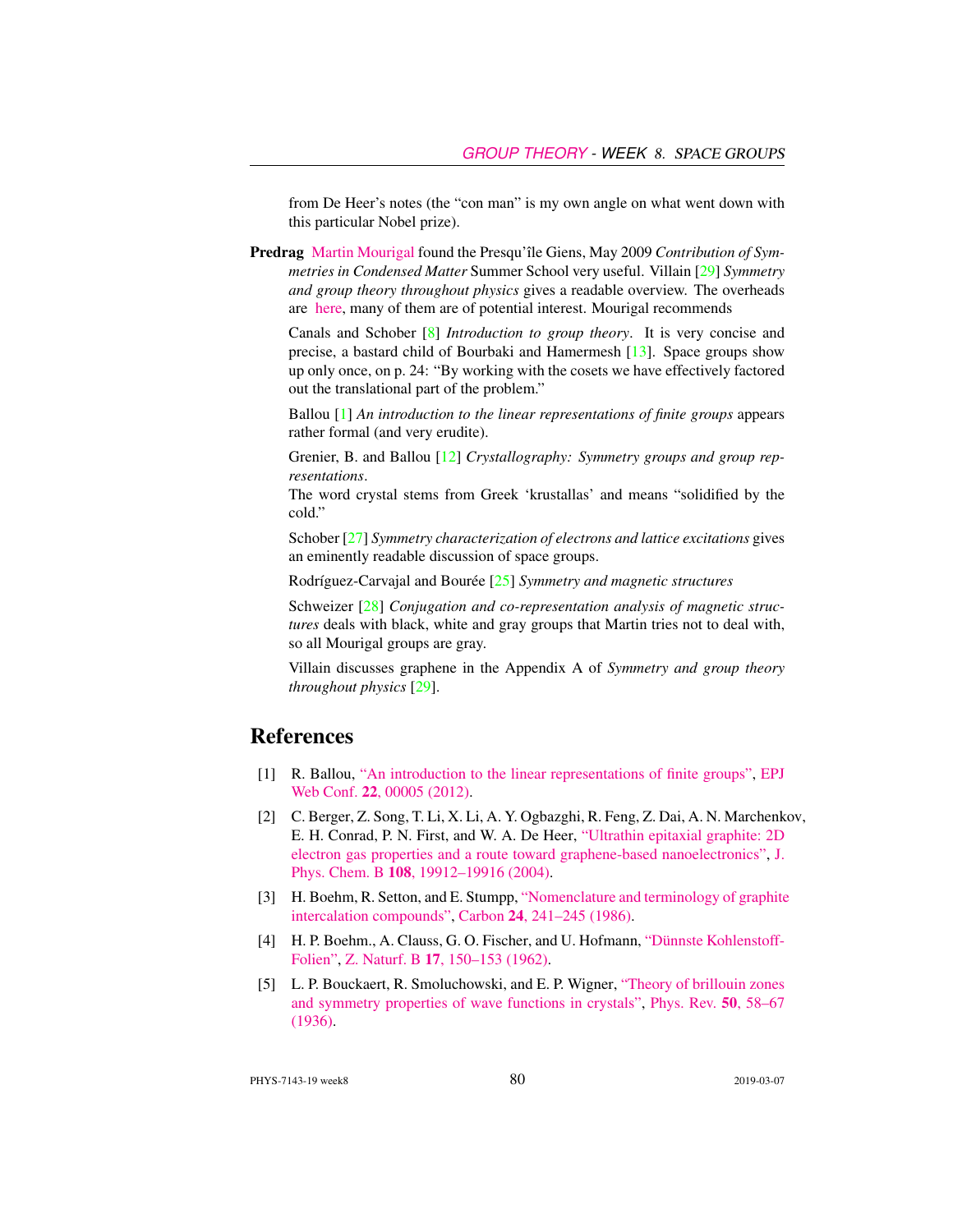from De Heer's notes (the "con man" is my own angle on what went down with this particular Nobel prize).

**Predrag** Martin Mourigal found the Presqu'île Giens, May 2009 *Contribution of Symmetries in Condensed Matter* Summer School very useful. Villain [29] *Symmetry and group theory throughout physics* gives a readable overview. The overheads are here, many of them are of potential interest. Mourigal recommends

Canals and Schober [8] *Introduction to group theory*. It is very concise and precise, a bastard child of Bourbaki and Hamermesh [13]. Space groups show up only once, on p. 24: "By working with the cosets we have effectively factored out the translational part of the problem."

Ballou [1] *An introduction to the linear representations of finite groups* appears rather formal (and very erudite).

Grenier, B. and Ballou [12] *Crystallography: Symmetry groups and group representations*.
The word crystal stems from Greek 'krustallas' and means "solidified by the cold."

Schober [27] *Symmetry characterization of electrons and lattice excitations* gives an eminently readable discussion of space groups.

Rodríguez-Carvajal and Bourée [25] *Symmetry and magnetic structures*

Schweizer [28] *Conjugation and co-representation analysis of magnetic structures* deals with black, white and gray groups that Martin tries not to deal with, so all Mourigal groups are gray.

Villain discusses graphene in the Appendix A of *Symmetry and group theory throughout physics* [29].

## References

[1] R. Ballou, "An introduction to the linear representations of finite groups", EPJ Web Conf. **22**, 00005 (2012).

[2] C. Berger, Z. Song, T. Li, X. Li, A. Y. Ogbazghi, R. Feng, Z. Dai, A. N. Marchenkov, E. H. Conrad, P. N. First, and W. A. De Heer, "Ultrathin epitaxial graphite: 2D electron gas properties and a route toward graphene-based nanoelectronics", J. Phys. Chem. B **108**, 19912–19916 (2004).

[3] H. Boehm, R. Setton, and E. Stumpp, "Nomenclature and terminology of graphite intercalation compounds", Carbon **24**, 241–245 (1986).

[4] H. P. Boehm., A. Clauss, G. O. Fischer, and U. Hofmann, "Dünnste Kohlenstoff-Folien", Z. Naturf. B **17**, 150–153 (1962).

[5] L. P. Bouckaert, R. Smoluchowski, and E. P. Wigner, "Theory of brillouin zones and symmetry properties of wave functions in crystals", Phys. Rev. **50**, 58–67 (1936).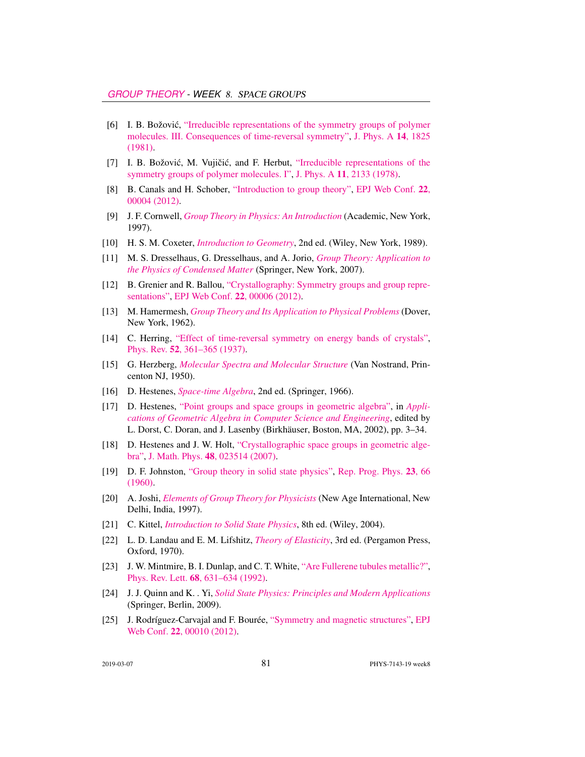[6] I. B. Božović, "Irreducible representations of the symmetry groups of polymer molecules. III. Consequences of time-reversal symmetry", J. Phys. A **14**, 1825 (1981).

[7] I. B. Božović, M. Vujičić, and F. Herbut, "Irreducible representations of the symmetry groups of polymer molecules. I", J. Phys. A **11**, 2133 (1978).

[8] B. Canals and H. Schober, "Introduction to group theory", EPJ Web Conf. **22**, 00004 (2012).

[9] J. F. Cornwell, *Group Theory in Physics: An Introduction* (Academic, New York, 1997).

[10] H. S. M. Coxeter, *Introduction to Geometry*, 2nd ed. (Wiley, New York, 1989).

[11] M. S. Dresselhaus, G. Dresselhaus, and A. Jorio, *Group Theory: Application to the Physics of Condensed Matter* (Springer, New York, 2007).

[12] B. Grenier and R. Ballou, "Crystallography: Symmetry groups and group representations", EPJ Web Conf. **22**, 00006 (2012).

[13] M. Hamermesh, *Group Theory and Its Application to Physical Problems* (Dover, New York, 1962).

[14] C. Herring, "Effect of time-reversal symmetry on energy bands of crystals", Phys. Rev. **52**, 361–365 (1937).

[15] G. Herzberg, *Molecular Spectra and Molecular Structure* (Van Nostrand, Princeton NJ, 1950).

[16] D. Hestenes, *Space-time Algebra*, 2nd ed. (Springer, 1966).

[17] D. Hestenes, "Point groups and space groups in geometric algebra", in *Applications of Geometric Algebra in Computer Science and Engineering*, edited by L. Dorst, C. Doran, and J. Lasenby (Birkhäuser, Boston, MA, 2002), pp. 3–34.

[18] D. Hestenes and J. W. Holt, "Crystallographic space groups in geometric algebra", J. Math. Phys. **48**, 023514 (2007).

[19] D. F. Johnston, "Group theory in solid state physics", Rep. Prog. Phys. **23**, 66 (1960).

[20] A. Joshi, *Elements of Group Theory for Physicists* (New Age International, New Delhi, India, 1997).

[21] C. Kittel, *Introduction to Solid State Physics*, 8th ed. (Wiley, 2004).

[22] L. D. Landau and E. M. Lifshitz, *Theory of Elasticity*, 3rd ed. (Pergamon Press, Oxford, 1970).

[23] J. W. Mintmire, B. I. Dunlap, and C. T. White, "Are Fullerene tubules metallic?", Phys. Rev. Lett. **68**, 631–634 (1992).

[24] J. J. Quinn and K. . Yi, *Solid State Physics: Principles and Modern Applications* (Springer, Berlin, 2009).

[25] J. Rodríguez-Carvajal and F. Bourée, "Symmetry and magnetic structures", EPJ Web Conf. **22**, 00010 (2012).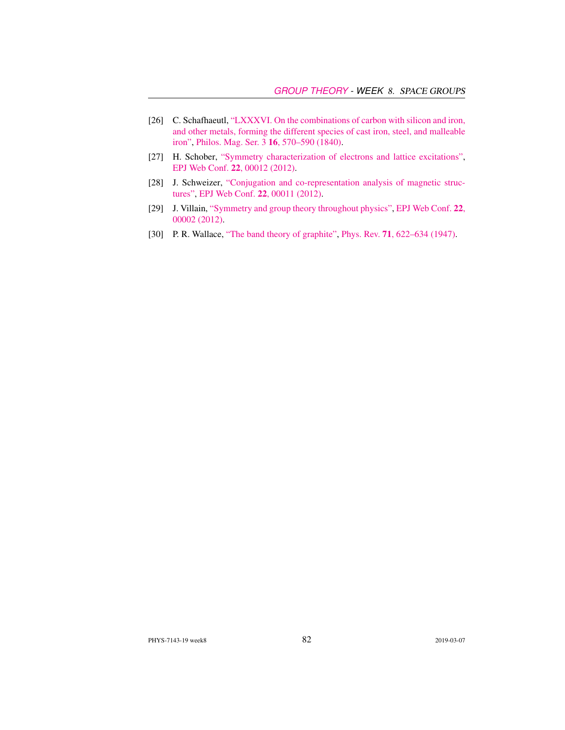[26] C. Schafhaeutl, "LXXXVI. On the combinations of carbon with silicon and iron, and other metals, forming the different species of cast iron, steel, and malleable iron", Philos. Mag. Ser. 3 **16**, 570–590 (1840).

[27] H. Schober, "Symmetry characterization of electrons and lattice excitations", EPJ Web Conf. **22**, 00012 (2012).

[28] J. Schweizer, "Conjugation and co-representation analysis of magnetic structures", EPJ Web Conf. **22**, 00011 (2012).

[29] J. Villain, "Symmetry and group theory throughout physics", EPJ Web Conf. **22**, 00002 (2012).

[30] P. R. Wallace, "The band theory of graphite", Phys. Rev. **71**, 622–634 (1947).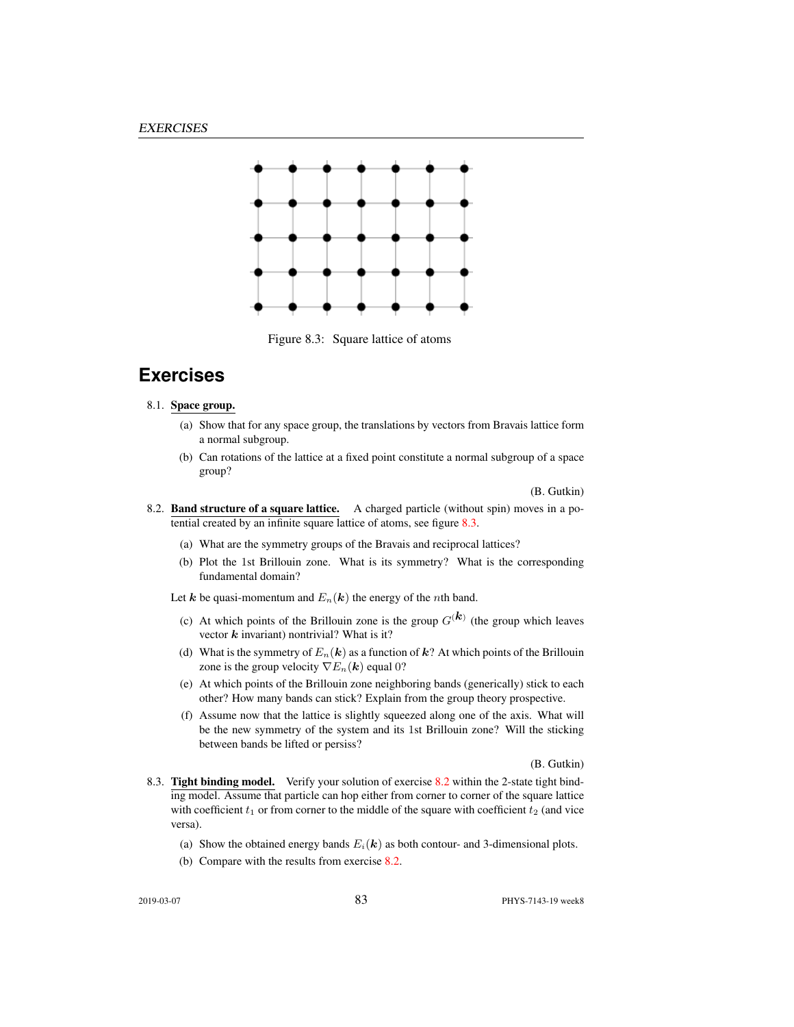Figure 8.3: Square lattice of atoms

# Exercises

8.1. Space group.

(a) Show that for any space group, the translations by vectors from Bravais lattice form a normal subgroup.

(b) Can rotations of the lattice at a fixed point constitute a normal subgroup of a space group?

(B. Gutkin)

8.2. Band structure of a square lattice. A charged particle (without spin) moves in a potential created by an infinite square lattice of atoms, see figure 8.3.

(a) What are the symmetry groups of the Bravais and reciprocal lattices?

(b) Plot the 1st Brillouin zone. What is its symmetry? What is the corresponding fundamental domain?

Let $\boldsymbol{k}$ be quasi-momentum and $E_n(\boldsymbol{k})$ the energy of the $n$th band.

(c) At which points of the Brillouin zone is the group $G^{(\boldsymbol{k})}$ (the group which leaves vector $\boldsymbol{k}$ invariant) nontrivial? What is it?

(d) What is the symmetry of $E_n(\boldsymbol{k})$ as a function of $\boldsymbol{k}$? At which points of the Brillouin zone is the group velocity $\nabla E_n(\boldsymbol{k})$ equal 0?

(e) At which points of the Brillouin zone neighboring bands (generically) stick to each other? How many bands can stick? Explain from the group theory prospective.

(f) Assume now that the lattice is slightly squeezed along one of the axis. What will be the new symmetry of the system and its 1st Brillouin zone? Will the sticking between bands be lifted or persiss?

(B. Gutkin)

8.3. Tight binding model. Verify your solution of exercise 8.2 within the 2-state tight binding model. Assume that particle can hop either from corner to corner of the square lattice with coefficient $t_1$ or from corner to the middle of the square with coefficient $t_2$ (and vice versa).

(a) Show the obtained energy bands $E_i(\boldsymbol{k})$ as both contour- and 3-dimensional plots.

(b) Compare with the results from exercise 8.2.